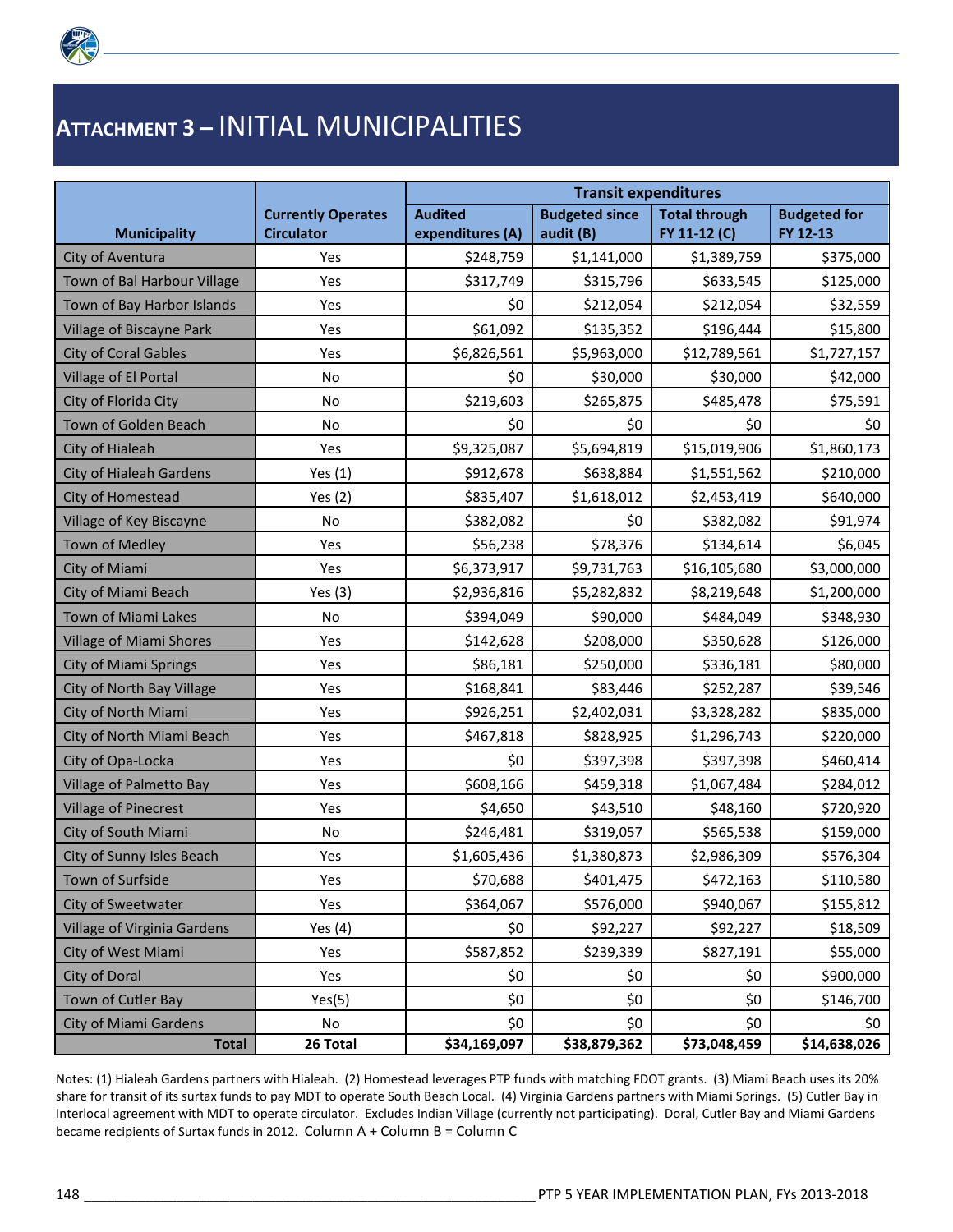# ATTACHMENT 3 – INITIAL MUNICIPALITIES

| Municipality | Currently Operates Circulator | Transit expenditures | | | |
|---|---|---|---|---|---|
| | | Audited expenditures (A) | Budgeted since audit (B) | Total through FY 11-12 (C) | Budgeted for FY 12-13 |
| City of Aventura | Yes | $248,759 | $1,141,000 | $1,389,759 | $375,000 |
| Town of Bal Harbour Village | Yes | $317,749 | $315,796 | $633,545 | $125,000 |
| Town of Bay Harbor Islands | Yes | $0 | $212,054 | $212,054 | $32,559 |
| Village of Biscayne Park | Yes | $61,092 | $135,352 | $196,444 | $15,800 |
| City of Coral Gables | Yes | $6,826,561 | $5,963,000 | $12,789,561 | $1,727,157 |
| Village of El Portal | No | $0 | $30,000 | $30,000 | $42,000 |
| City of Florida City | No | $219,603 | $265,875 | $485,478 | $75,591 |
| Town of Golden Beach | No | $0 | $0 | $0 | $0 |
| City of Hialeah | Yes | $9,325,087 | $5,694,819 | $15,019,906 | $1,860,173 |
| City of Hialeah Gardens | Yes (1) | $912,678 | $638,884 | $1,551,562 | $210,000 |
| City of Homestead | Yes (2) | $835,407 | $1,618,012 | $2,453,419 | $640,000 |
| Village of Key Biscayne | No | $382,082 | $0 | $382,082 | $91,974 |
| Town of Medley | Yes | $56,238 | $78,376 | $134,614 | $6,045 |
| City of Miami | Yes | $6,373,917 | $9,731,763 | $16,105,680 | $3,000,000 |
| City of Miami Beach | Yes (3) | $2,936,816 | $5,282,832 | $8,219,648 | $1,200,000 |
| Town of Miami Lakes | No | $394,049 | $90,000 | $484,049 | $348,930 |
| Village of Miami Shores | Yes | $142,628 | $208,000 | $350,628 | $126,000 |
| City of Miami Springs | Yes | $86,181 | $250,000 | $336,181 | $80,000 |
| City of North Bay Village | Yes | $168,841 | $83,446 | $252,287 | $39,546 |
| City of North Miami | Yes | $926,251 | $2,402,031 | $3,328,282 | $835,000 |
| City of North Miami Beach | Yes | $467,818 | $828,925 | $1,296,743 | $220,000 |
| City of Opa-Locka | Yes | $0 | $397,398 | $397,398 | $460,414 |
| Village of Palmetto Bay | Yes | $608,166 | $459,318 | $1,067,484 | $284,012 |
| Village of Pinecrest | Yes | $4,650 | $43,510 | $48,160 | $720,920 |
| City of South Miami | No | $246,481 | $319,057 | $565,538 | $159,000 |
| City of Sunny Isles Beach | Yes | $1,605,436 | $1,380,873 | $2,986,309 | $576,304 |
| Town of Surfside | Yes | $70,688 | $401,475 | $472,163 | $110,580 |
| City of Sweetwater | Yes | $364,067 | $576,000 | $940,067 | $155,812 |
| Village of Virginia Gardens | Yes (4) | $0 | $92,227 | $92,227 | $18,509 |
| City of West Miami | Yes | $587,852 | $239,339 | $827,191 | $55,000 |
| City of Doral | Yes | $0 | $0 | $0 | $900,000 |
| Town of Cutler Bay | Yes(5) | $0 | $0 | $0 | $146,700 |
| City of Miami Gardens | No | $0 | $0 | $0 | $0 |
| **Total** | **26 Total** | **$34,169,097** | **$38,879,362** | **$73,048,459** | **$14,638,026** |

Notes: (1) Hialeah Gardens partners with Hialeah. (2) Homestead leverages PTP funds with matching FDOT grants. (3) Miami Beach uses its 20% share for transit of its surtax funds to pay MDT to operate South Beach Local. (4) Virginia Gardens partners with Miami Springs. (5) Cutler Bay in Interlocal agreement with MDT to operate circulator. Excludes Indian Village (currently not participating). Doral, Cutler Bay and Miami Gardens became recipients of Surtax funds in 2012. Column A + Column B = Column C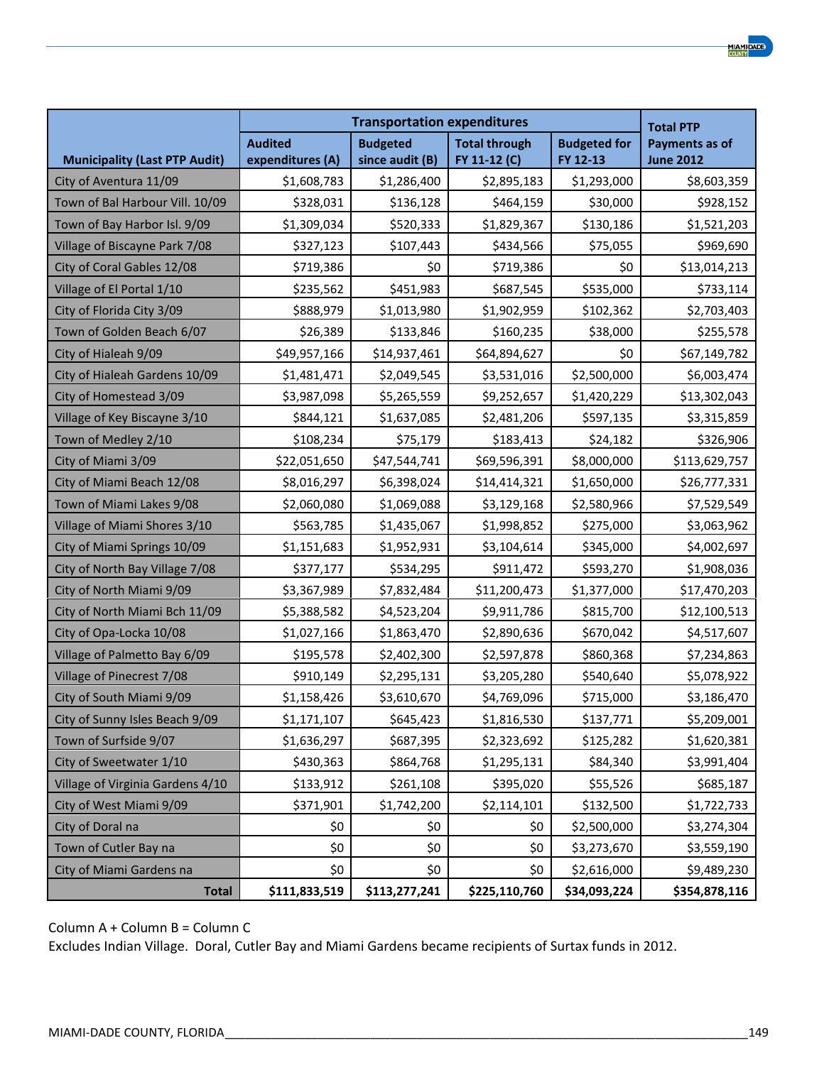| Municipality (Last PTP Audit) | Transportation expenditures | | | | Total PTP Payments as of June 2012 |
|---|---|---|---|---|---|
| | Audited expenditures (A) | Budgeted since audit (B) | Total through FY 11-12 (C) | Budgeted for FY 12-13 | |
| City of Aventura 11/09 | $1,608,783 | $1,286,400 | $2,895,183 | $1,293,000 | $8,603,359 |
| Town of Bal Harbour Vill. 10/09 | $328,031 | $136,128 | $464,159 | $30,000 | $928,152 |
| Town of Bay Harbor Isl. 9/09 | $1,309,034 | $520,333 | $1,829,367 | $130,186 | $1,521,203 |
| Village of Biscayne Park 7/08 | $327,123 | $107,443 | $434,566 | $75,055 | $969,690 |
| City of Coral Gables 12/08 | $719,386 | $0 | $719,386 | $0 | $13,014,213 |
| Village of El Portal 1/10 | $235,562 | $451,983 | $687,545 | $535,000 | $733,114 |
| City of Florida City 3/09 | $888,979 | $1,013,980 | $1,902,959 | $102,362 | $2,703,403 |
| Town of Golden Beach 6/07 | $26,389 | $133,846 | $160,235 | $38,000 | $255,578 |
| City of Hialeah 9/09 | $49,957,166 | $14,937,461 | $64,894,627 | $0 | $67,149,782 |
| City of Hialeah Gardens 10/09 | $1,481,471 | $2,049,545 | $3,531,016 | $2,500,000 | $6,003,474 |
| City of Homestead 3/09 | $3,987,098 | $5,265,559 | $9,252,657 | $1,420,229 | $13,302,043 |
| Village of Key Biscayne 3/10 | $844,121 | $1,637,085 | $2,481,206 | $597,135 | $3,315,859 |
| Town of Medley 2/10 | $108,234 | $75,179 | $183,413 | $24,182 | $326,906 |
| City of Miami 3/09 | $22,051,650 | $47,544,741 | $69,596,391 | $8,000,000 | $113,629,757 |
| City of Miami Beach 12/08 | $8,016,297 | $6,398,024 | $14,414,321 | $1,650,000 | $26,777,331 |
| Town of Miami Lakes 9/08 | $2,060,080 | $1,069,088 | $3,129,168 | $2,580,966 | $7,529,549 |
| Village of Miami Shores 3/10 | $563,785 | $1,435,067 | $1,998,852 | $275,000 | $3,063,962 |
| City of Miami Springs 10/09 | $1,151,683 | $1,952,931 | $3,104,614 | $345,000 | $4,002,697 |
| City of North Bay Village 7/08 | $377,177 | $534,295 | $911,472 | $593,270 | $1,908,036 |
| City of North Miami 9/09 | $3,367,989 | $7,832,484 | $11,200,473 | $1,377,000 | $17,470,203 |
| City of North Miami Bch 11/09 | $5,388,582 | $4,523,204 | $9,911,786 | $815,700 | $12,100,513 |
| City of Opa-Locka 10/08 | $1,027,166 | $1,863,470 | $2,890,636 | $670,042 | $4,517,607 |
| Village of Palmetto Bay 6/09 | $195,578 | $2,402,300 | $2,597,878 | $860,368 | $7,234,863 |
| Village of Pinecrest 7/08 | $910,149 | $2,295,131 | $3,205,280 | $540,640 | $5,078,922 |
| City of South Miami 9/09 | $1,158,426 | $3,610,670 | $4,769,096 | $715,000 | $3,186,470 |
| City of Sunny Isles Beach 9/09 | $1,171,107 | $645,423 | $1,816,530 | $137,771 | $5,209,001 |
| Town of Surfside 9/07 | $1,636,297 | $687,395 | $2,323,692 | $125,282 | $1,620,381 |
| City of Sweetwater 1/10 | $430,363 | $864,768 | $1,295,131 | $84,340 | $3,991,404 |
| Village of Virginia Gardens 4/10 | $133,912 | $261,108 | $395,020 | $55,526 | $685,187 |
| City of West Miami 9/09 | $371,901 | $1,742,200 | $2,114,101 | $132,500 | $1,722,733 |
| City of Doral na | $0 | $0 | $0 | $2,500,000 | $3,274,304 |
| Town of Cutler Bay na | $0 | $0 | $0 | $3,273,670 | $3,559,190 |
| City of Miami Gardens na | $0 | $0 | $0 | $2,616,000 | $9,489,230 |
| **Total** | **$111,833,519** | **$113,277,241** | **$225,110,760** | **$34,093,224** | **$354,878,116** |

Column A + Column B = Column C

Excludes Indian Village. Doral, Cutler Bay and Miami Gardens became recipients of Surtax funds in 2012.